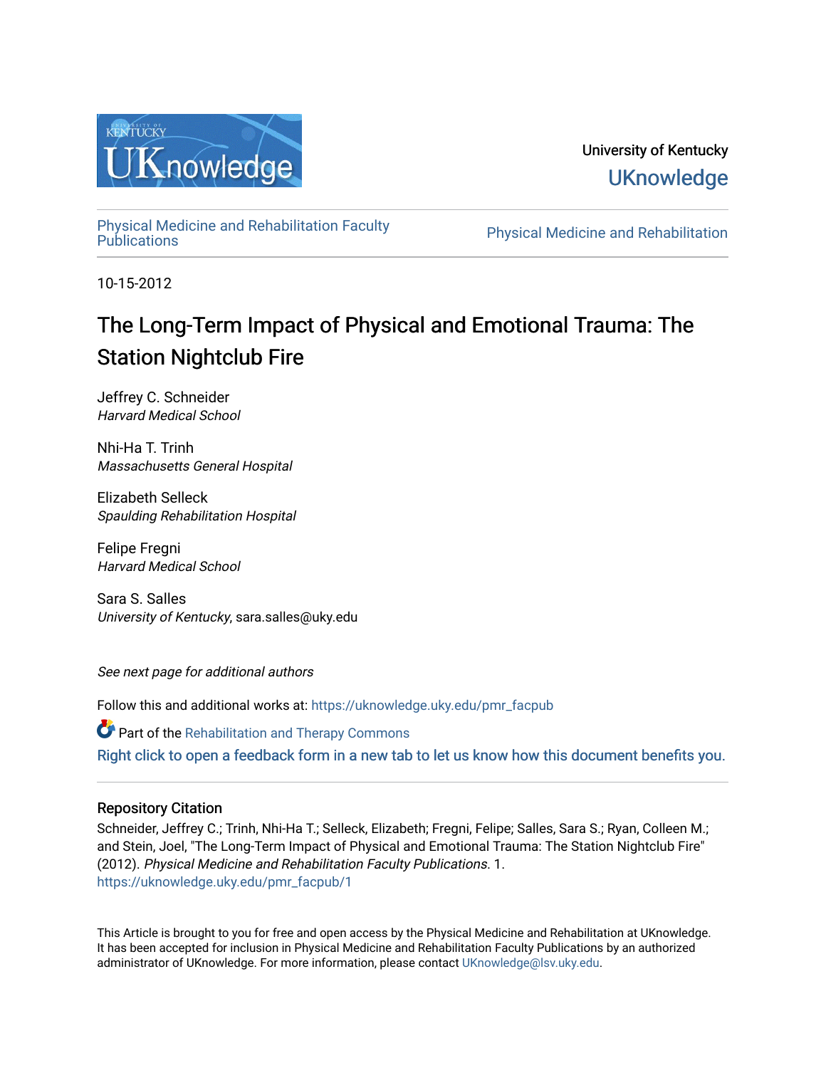University of Kentucky

UKnowledge

Physical Medicine and Rehabilitation Faculty Publications

Physical Medicine and Rehabilitation

10-15-2012

# The Long-Term Impact of Physical and Emotional Trauma: The Station Nightclub Fire

Jeffrey C. Schneider
*Harvard Medical School*

Nhi-Ha T. Trinh
*Massachusetts General Hospital*

Elizabeth Selleck
*Spaulding Rehabilitation Hospital*

Felipe Fregni
*Harvard Medical School*

Sara S. Salles
*University of Kentucky*, sara.salles@uky.edu

*See next page for additional authors*

Follow this and additional works at: https://uknowledge.uky.edu/pmr_facpub

Part of the Rehabilitation and Therapy Commons

Right click to open a feedback form in a new tab to let us know how this document benefits you.

### Repository Citation

Schneider, Jeffrey C.; Trinh, Nhi-Ha T.; Selleck, Elizabeth; Fregni, Felipe; Salles, Sara S.; Ryan, Colleen M.; and Stein, Joel, "The Long-Term Impact of Physical and Emotional Trauma: The Station Nightclub Fire" (2012). *Physical Medicine and Rehabilitation Faculty Publications*. 1.
https://uknowledge.uky.edu/pmr_facpub/1

This Article is brought to you for free and open access by the Physical Medicine and Rehabilitation at UKnowledge. It has been accepted for inclusion in Physical Medicine and Rehabilitation Faculty Publications by an authorized administrator of UKnowledge. For more information, please contact UKnowledge@lsv.uky.edu.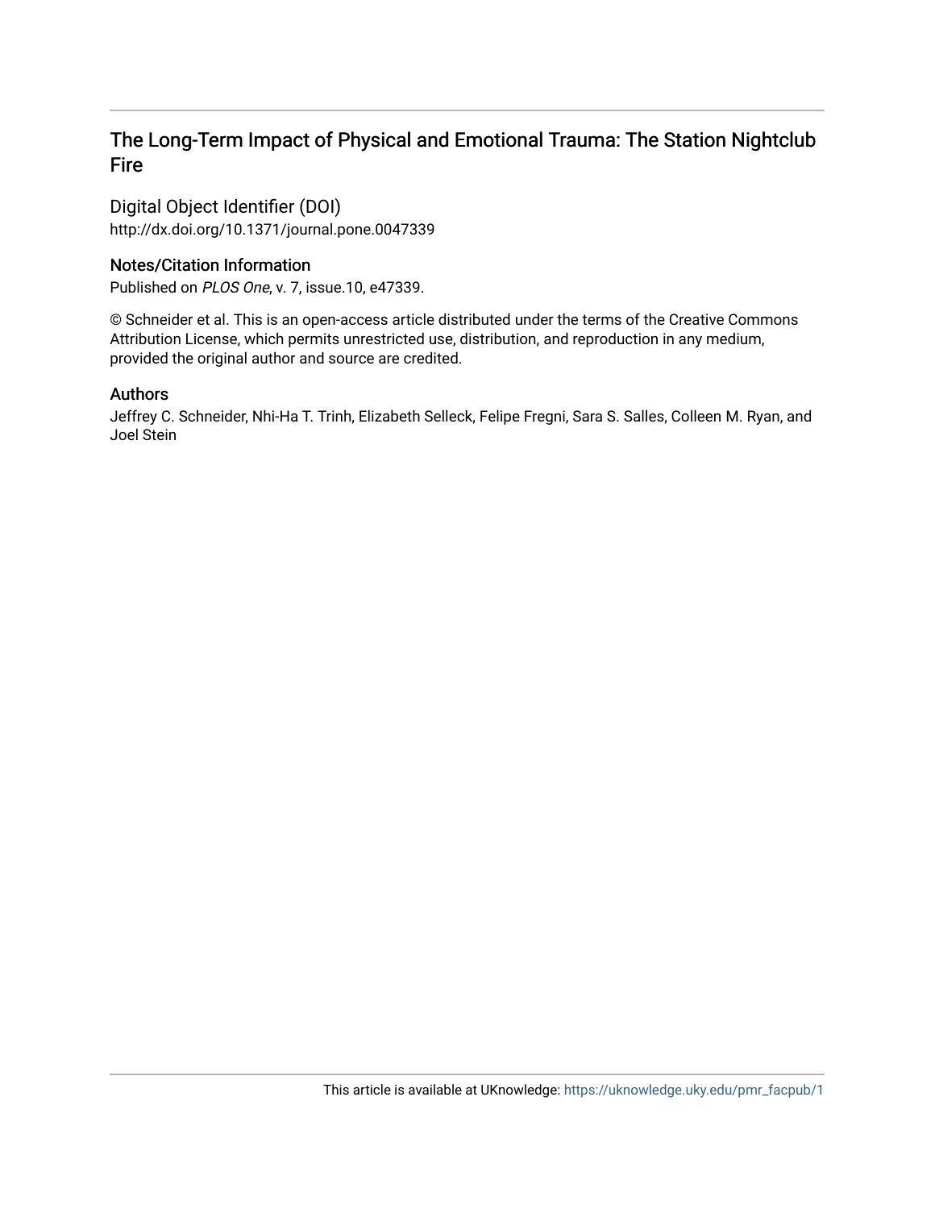# The Long-Term Impact of Physical and Emotional Trauma: The Station Nightclub Fire

## Digital Object Identifier (DOI)

http://dx.doi.org/10.1371/journal.pone.0047339

## Notes/Citation Information

Published on *PLOS One*, v. 7, issue.10, e47339.

© Schneider et al. This is an open-access article distributed under the terms of the Creative Commons Attribution License, which permits unrestricted use, distribution, and reproduction in any medium, provided the original author and source are credited.

## Authors

Jeffrey C. Schneider, Nhi-Ha T. Trinh, Elizabeth Selleck, Felipe Fregni, Sara S. Salles, Colleen M. Ryan, and Joel Stein

This article is available at UKnowledge: https://uknowledge.uky.edu/pmr_facpub/1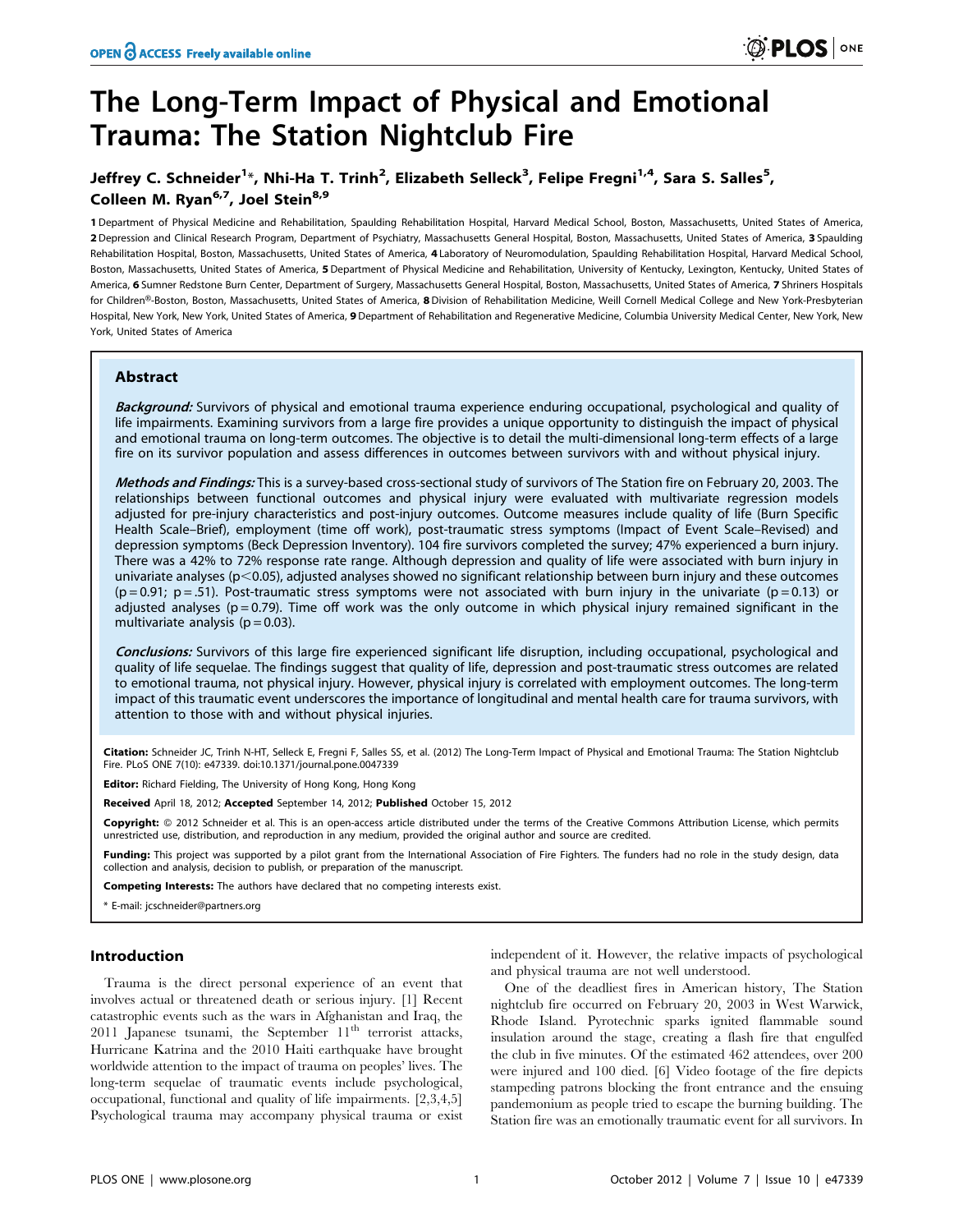# The Long-Term Impact of Physical and Emotional Trauma: The Station Nightclub Fire

**Jeffrey C. Schneider[1]*, Nhi-Ha T. Trinh[2], Elizabeth Selleck[3], Felipe Fregni[1,4], Sara S. Salles[5], Colleen M. Ryan[6,7], Joel Stein[8,9]**

**1** Department of Physical Medicine and Rehabilitation, Spaulding Rehabilitation Hospital, Harvard Medical School, Boston, Massachusetts, United States of America, **2** Depression and Clinical Research Program, Department of Psychiatry, Massachusetts General Hospital, Boston, Massachusetts, United States of America, **3** Spaulding Rehabilitation Hospital, Boston, Massachusetts, United States of America, **4** Laboratory of Neuromodulation, Spaulding Rehabilitation Hospital, Harvard Medical School, Boston, Massachusetts, United States of America, **5** Department of Physical Medicine and Rehabilitation, University of Kentucky, Lexington, Kentucky, United States of America, **6** Sumner Redstone Burn Center, Department of Surgery, Massachusetts General Hospital, Boston, Massachusetts, United States of America, **7** Shriners Hospitals for Children®-Boston, Boston, Massachusetts, United States of America, **8** Division of Rehabilitation Medicine, Weill Cornell Medical College and New York-Presbyterian Hospital, New York, New York, United States of America, **9** Department of Rehabilitation and Regenerative Medicine, Columbia University Medical Center, New York, New York, United States of America

## Abstract

***Background:*** Survivors of physical and emotional trauma experience enduring occupational, psychological and quality of life impairments. Examining survivors from a large fire provides a unique opportunity to distinguish the impact of physical and emotional trauma on long-term outcomes. The objective is to detail the multi-dimensional long-term effects of a large fire on its survivor population and assess differences in outcomes between survivors with and without physical injury.

***Methods and Findings:*** This is a survey-based cross-sectional study of survivors of The Station fire on February 20, 2003. The relationships between functional outcomes and physical injury were evaluated with multivariate regression models adjusted for pre-injury characteristics and post-injury outcomes. Outcome measures include quality of life (Burn Specific Health Scale–Brief), employment (time off work), post-traumatic stress symptoms (Impact of Event Scale–Revised) and depression symptoms (Beck Depression Inventory). 104 fire survivors completed the survey; 47% experienced a burn injury. There was a 42% to 72% response rate range. Although depression and quality of life were associated with burn injury in univariate analyses ($p<0.05$), adjusted analyses showed no significant relationship between burn injury and these outcomes ($p=0.91$; $p=.51$). Post-traumatic stress symptoms were not associated with burn injury in the univariate ($p=0.13$) or adjusted analyses ($p=0.79$). Time off work was the only outcome in which physical injury remained significant in the multivariate analysis ($p=0.03$).

***Conclusions:*** Survivors of this large fire experienced significant life disruption, including occupational, psychological and quality of life sequelae. The findings suggest that quality of life, depression and post-traumatic stress outcomes are related to emotional trauma, not physical injury. However, physical injury is correlated with employment outcomes. The long-term impact of this traumatic event underscores the importance of longitudinal and mental health care for trauma survivors, with attention to those with and without physical injuries.

**Citation:** Schneider JC, Trinh N-HT, Selleck E, Fregni F, Salles SS, et al. (2012) The Long-Term Impact of Physical and Emotional Trauma: The Station Nightclub Fire. PLoS ONE 7(10): e47339. doi:10.1371/journal.pone.0047339

**Editor:** Richard Fielding, The University of Hong Kong, Hong Kong

**Received** April 18, 2012; **Accepted** September 14, 2012; **Published** October 15, 2012

**Copyright:** © 2012 Schneider et al. This is an open-access article distributed under the terms of the Creative Commons Attribution License, which permits unrestricted use, distribution, and reproduction in any medium, provided the original author and source are credited.

**Funding:** This project was supported by a pilot grant from the International Association of Fire Fighters. The funders had no role in the study design, data collection and analysis, decision to publish, or preparation of the manuscript.

**Competing Interests:** The authors have declared that no competing interests exist.

\* E-mail: jcschneider@partners.org

## Introduction

Trauma is the direct personal experience of an event that involves actual or threatened death or serious injury. [1] Recent catastrophic events such as the wars in Afghanistan and Iraq, the 2011 Japanese tsunami, the September 11th terrorist attacks, Hurricane Katrina and the 2010 Haiti earthquake have brought worldwide attention to the impact of trauma on peoples' lives. The long-term sequelae of traumatic events include psychological, occupational, functional and quality of life impairments. [2,3,4,5] Psychological trauma may accompany physical trauma or exist independent of it. However, the relative impacts of psychological and physical trauma are not well understood.

One of the deadliest fires in American history, The Station nightclub fire occurred on February 20, 2003 in West Warwick, Rhode Island. Pyrotechnic sparks ignited flammable sound insulation around the stage, creating a flash fire that engulfed the club in five minutes. Of the estimated 462 attendees, over 200 were injured and 100 died. [6] Video footage of the fire depicts stampeding patrons blocking the front entrance and the ensuing pandemonium as people tried to escape the burning building. The Station fire was an emotionally traumatic event for all survivors. In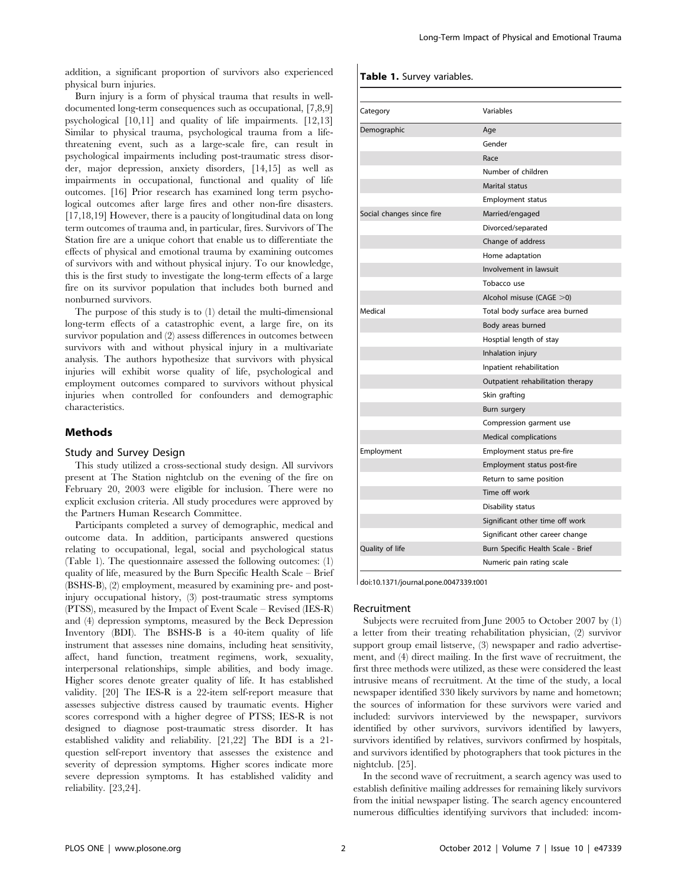addition, a significant proportion of survivors also experienced physical burn injuries.

Burn injury is a form of physical trauma that results in well-documented long-term consequences such as occupational, [7,8,9] psychological [10,11] and quality of life impairments. [12,13] Similar to physical trauma, psychological trauma from a life-threatening event, such as a large-scale fire, can result in psychological impairments including post-traumatic stress disorder, major depression, anxiety disorders, [14,15] as well as impairments in occupational, functional and quality of life outcomes. [16] Prior research has examined long term psychological outcomes after large fires and other non-fire disasters. [17,18,19] However, there is a paucity of longitudinal data on long term outcomes of trauma and, in particular, fires. Survivors of The Station fire are a unique cohort that enable us to differentiate the effects of physical and emotional trauma by examining outcomes of survivors with and without physical injury. To our knowledge, this is the first study to investigate the long-term effects of a large fire on its survivor population that includes both burned and nonburned survivors.

The purpose of this study is to (1) detail the multi-dimensional long-term effects of a catastrophic event, a large fire, on its survivor population and (2) assess differences in outcomes between survivors with and without physical injury in a multivariate analysis. The authors hypothesize that survivors with physical injuries will exhibit worse quality of life, psychological and employment outcomes compared to survivors without physical injuries when controlled for confounders and demographic characteristics.

## Methods

### Study and Survey Design

This study utilized a cross-sectional study design. All survivors present at The Station nightclub on the evening of the fire on February 20, 2003 were eligible for inclusion. There were no explicit exclusion criteria. All study procedures were approved by the Partners Human Research Committee.

Participants completed a survey of demographic, medical and outcome data. In addition, participants answered questions relating to occupational, legal, social and psychological status (Table 1). The questionnaire assessed the following outcomes: (1) quality of life, measured by the Burn Specific Health Scale – Brief (BSHS-B), (2) employment, measured by examining pre- and post-injury occupational history, (3) post-traumatic stress symptoms (PTSS), measured by the Impact of Event Scale – Revised (IES-R) and (4) depression symptoms, measured by the Beck Depression Inventory (BDI). The BSHS-B is a 40-item quality of life instrument that assesses nine domains, including heat sensitivity, affect, hand function, treatment regimens, work, sexuality, interpersonal relationships, simple abilities, and body image. Higher scores denote greater quality of life. It has established validity. [20] The IES-R is a 22-item self-report measure that assesses subjective distress caused by traumatic events. Higher scores correspond with a higher degree of PTSS; IES-R is not designed to diagnose post-traumatic stress disorder. It has established validity and reliability. [21,22] The BDI is a 21-question self-report inventory that assesses the existence and severity of depression symptoms. Higher scores indicate more severe depression symptoms. It has established validity and reliability. [23,24].

**Table 1.** Survey variables.

| Category | Variables |
| --- | --- |
| Demographic | Age |
| | Gender |
| | Race |
| | Number of children |
| | Marital status |
| | Employment status |
| Social changes since fire | Married/engaged |
| | Divorced/separated |
| | Change of address |
| | Home adaptation |
| | Involvement in lawsuit |
| | Tobacco use |
| | Alcohol misuse (CAGE >0) |
| Medical | Total body surface area burned |
| | Body areas burned |
| | Hosptial length of stay |
| | Inhalation injury |
| | Inpatient rehabilitation |
| | Outpatient rehabilitation therapy |
| | Skin grafting |
| | Burn surgery |
| | Compression garment use |
| | Medical complications |
| Employment | Employment status pre-fire |
| | Employment status post-fire |
| | Return to same position |
| | Time off work |
| | Disability status |
| | Significant other time off work |
| | Significant other career change |
| Quality of life | Burn Specific Health Scale - Brief |
| | Numeric pain rating scale |

doi:10.1371/journal.pone.0047339.t001

### Recruitment

Subjects were recruited from June 2005 to October 2007 by (1) a letter from their treating rehabilitation physician, (2) survivor support group email listserve, (3) newspaper and radio advertisement, and (4) direct mailing. In the first wave of recruitment, the first three methods were utilized, as these were considered the least intrusive means of recruitment. At the time of the study, a local newspaper identified 330 likely survivors by name and hometown; the sources of information for these survivors were varied and included: survivors interviewed by the newspaper, survivors identified by other survivors, survivors identified by lawyers, survivors identified by relatives, survivors confirmed by hospitals, and survivors identified by photographers that took pictures in the nightclub. [25].

In the second wave of recruitment, a search agency was used to establish definitive mailing addresses for remaining likely survivors from the initial newspaper listing. The search agency encountered numerous difficulties identifying survivors that included: incom-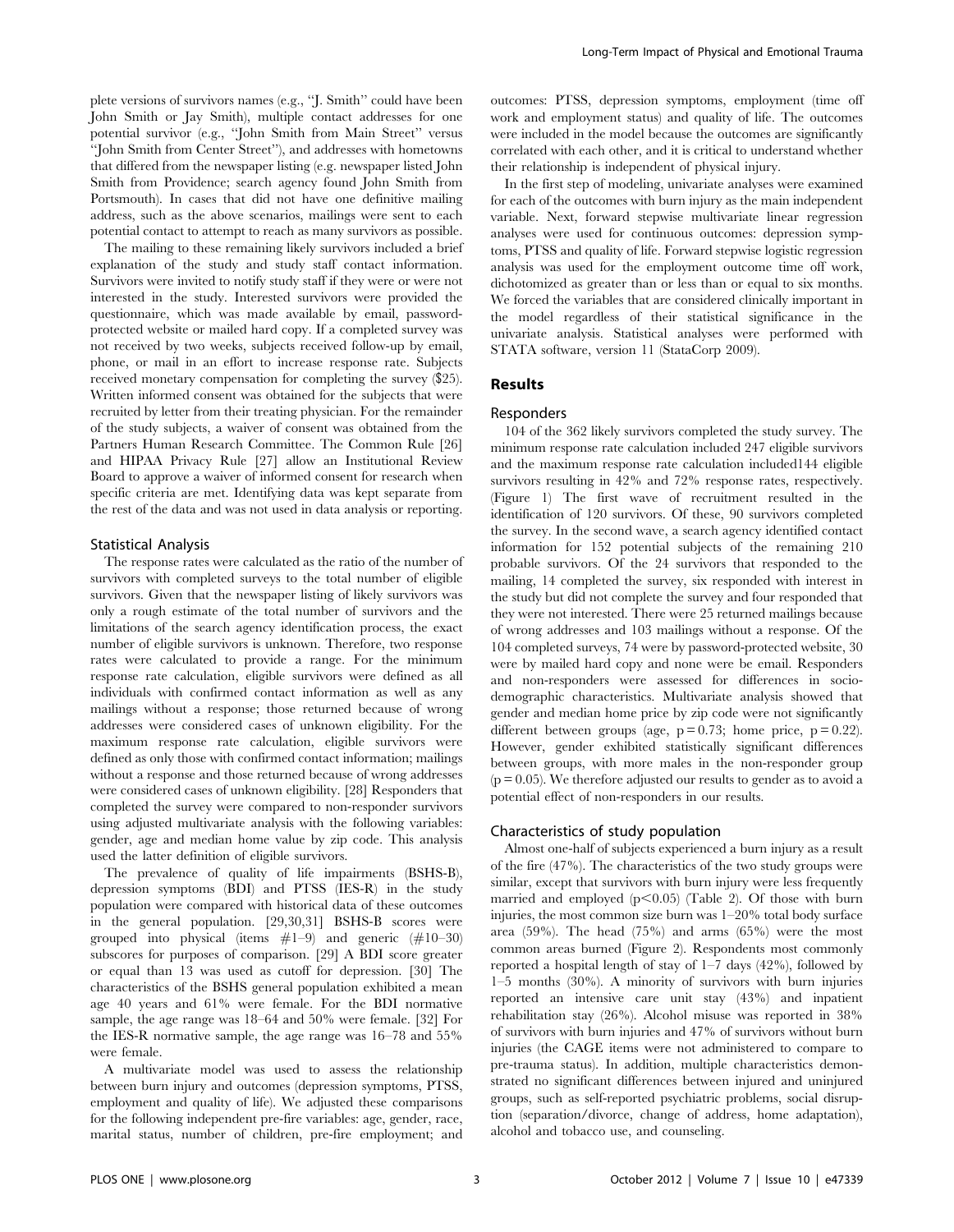plete versions of survivors names (e.g., ''J. Smith'' could have been John Smith or Jay Smith), multiple contact addresses for one potential survivor (e.g., ''John Smith from Main Street'' versus ''John Smith from Center Street''), and addresses with hometowns that differed from the newspaper listing (e.g. newspaper listed John Smith from Providence; search agency found John Smith from Portsmouth). In cases that did not have one definitive mailing address, such as the above scenarios, mailings were sent to each potential contact to attempt to reach as many survivors as possible.

The mailing to these remaining likely survivors included a brief explanation of the study and study staff contact information. Survivors were invited to notify study staff if they were or were not interested in the study. Interested survivors were provided the questionnaire, which was made available by email, password-protected website or mailed hard copy. If a completed survey was not received by two weeks, subjects received follow-up by email, phone, or mail in an effort to increase response rate. Subjects received monetary compensation for completing the survey ($25). Written informed consent was obtained for the subjects that were recruited by letter from their treating physician. For the remainder of the study subjects, a waiver of consent was obtained from the Partners Human Research Committee. The Common Rule [26] and HIPAA Privacy Rule [27] allow an Institutional Review Board to approve a waiver of informed consent for research when specific criteria are met. Identifying data was kept separate from the rest of the data and was not used in data analysis or reporting.

### Statistical Analysis

The response rates were calculated as the ratio of the number of survivors with completed surveys to the total number of eligible survivors. Given that the newspaper listing of likely survivors was only a rough estimate of the total number of survivors and the limitations of the search agency identification process, the exact number of eligible survivors is unknown. Therefore, two response rates were calculated to provide a range. For the minimum response rate calculation, eligible survivors were defined as all individuals with confirmed contact information as well as any mailings without a response; those returned because of wrong addresses were considered cases of unknown eligibility. For the maximum response rate calculation, eligible survivors were defined as only those with confirmed contact information; mailings without a response and those returned because of wrong addresses were considered cases of unknown eligibility. [28] Responders that completed the survey were compared to non-responder survivors using adjusted multivariate analysis with the following variables: gender, age and median home value by zip code. This analysis used the latter definition of eligible survivors.

The prevalence of quality of life impairments (BSHS-B), depression symptoms (BDI) and PTSS (IES-R) in the study population were compared with historical data of these outcomes in the general population. [29,30,31] BSHS-B scores were grouped into physical (items #1–9) and generic (#10–30) subscores for purposes of comparison. [29] A BDI score greater or equal than 13 was used as cutoff for depression. [30] The characteristics of the BSHS general population exhibited a mean age 40 years and 61% were female. For the BDI normative sample, the age range was 18–64 and 50% were female. [32] For the IES-R normative sample, the age range was 16–78 and 55% were female.

A multivariate model was used to assess the relationship between burn injury and outcomes (depression symptoms, PTSS, employment and quality of life). We adjusted these comparisons for the following independent pre-fire variables: age, gender, race, marital status, number of children, pre-fire employment; and outcomes: PTSS, depression symptoms, employment (time off work and employment status) and quality of life. The outcomes were included in the model because the outcomes are significantly correlated with each other, and it is critical to understand whether their relationship is independent of physical injury.

In the first step of modeling, univariate analyses were examined for each of the outcomes with burn injury as the main independent variable. Next, forward stepwise multivariate linear regression analyses were used for continuous outcomes: depression symptoms, PTSS and quality of life. Forward stepwise logistic regression analysis was used for the employment outcome time off work, dichotomized as greater than or less than or equal to six months. We forced the variables that are considered clinically important in the model regardless of their statistical significance in the univariate analysis. Statistical analyses were performed with STATA software, version 11 (StataCorp 2009).

## Results

### Responders

104 of the 362 likely survivors completed the study survey. The minimum response rate calculation included 247 eligible survivors and the maximum response rate calculation included144 eligible survivors resulting in 42% and 72% response rates, respectively. (Figure 1) The first wave of recruitment resulted in the identification of 120 survivors. Of these, 90 survivors completed the survey. In the second wave, a search agency identified contact information for 152 potential subjects of the remaining 210 probable survivors. Of the 24 survivors that responded to the mailing, 14 completed the survey, six responded with interest in the study but did not complete the survey and four responded that they were not interested. There were 25 returned mailings because of wrong addresses and 103 mailings without a response. Of the 104 completed surveys, 74 were by password-protected website, 30 were by mailed hard copy and none were be email. Responders and non-responders were assessed for differences in socio-demographic characteristics. Multivariate analysis showed that gender and median home price by zip code were not significantly different between groups (age, $p = 0.73$; home price, $p = 0.22$). However, gender exhibited statistically significant differences between groups, with more males in the non-responder group ($p = 0.05$). We therefore adjusted our results to gender as to avoid a potential effect of non-responders in our results.

### Characteristics of study population

Almost one-half of subjects experienced a burn injury as a result of the fire (47%). The characteristics of the two study groups were similar, except that survivors with burn injury were less frequently married and employed ($p<0.05$) (Table 2). Of those with burn injuries, the most common size burn was 1–20% total body surface area (59%). The head (75%) and arms (65%) were the most common areas burned (Figure 2). Respondents most commonly reported a hospital length of stay of 1–7 days (42%), followed by 1–5 months (30%). A minority of survivors with burn injuries reported an intensive care unit stay (43%) and inpatient rehabilitation stay (26%). Alcohol misuse was reported in 38% of survivors with burn injuries and 47% of survivors without burn injuries (the CAGE items were not administered to compare to pre-trauma status). In addition, multiple characteristics demonstrated no significant differences between injured and uninjured groups, such as self-reported psychiatric problems, social disruption (separation/divorce, change of address, home adaptation), alcohol and tobacco use, and counseling.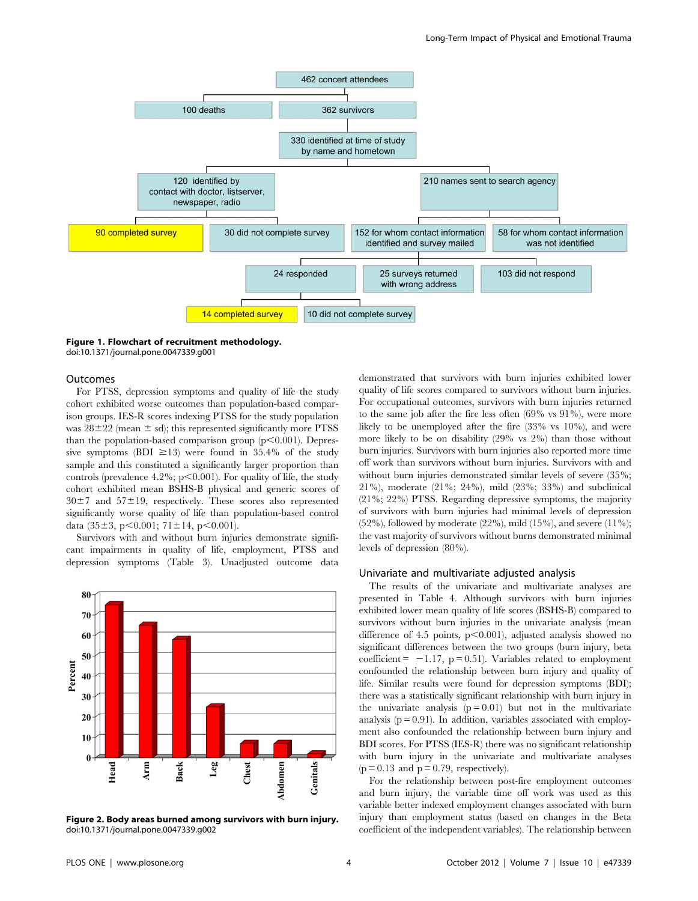**Figure 1. Flowchart of recruitment methodology.**
doi:10.1371/journal.pone.0047339.g001

### Outcomes

For PTSS, depression symptoms and quality of life the study cohort exhibited worse outcomes than population-based comparison groups. IES-R scores indexing PTSS for the study population was 28±22 (mean ± sd); this represented significantly more PTSS than the population-based comparison group ($p<0.001$). Depressive symptoms (BDI ≥13) were found in 35.4% of the study sample and this constituted a significantly larger proportion than controls (prevalence 4.2%; $p<0.001$). For quality of life, the study cohort exhibited mean BSHS-B physical and generic scores of 30±7 and 57±19, respectively. These scores also represented significantly worse quality of life than population-based control data (35±3, $p<0.001$; 71±14, $p<0.001$).

Survivors with and without burn injuries demonstrate significant impairments in quality of life, employment, PTSS and depression symptoms (Table 3). Unadjusted outcome data demonstrated that survivors with burn injuries exhibited lower quality of life scores compared to survivors without burn injuries. For occupational outcomes, survivors with burn injuries returned to the same job after the fire less often (69% vs 91%), were more likely to be unemployed after the fire (33% vs 10%), and were more likely to be on disability (29% vs 2%) than those without burn injuries. Survivors with burn injuries also reported more time off work than survivors without burn injuries. Survivors with and without burn injuries demonstrated similar levels of severe (35%; 21%), moderate (21%; 24%), mild (23%; 33%) and subclinical (21%; 22%) PTSS. Regarding depressive symptoms, the majority of survivors with burn injuries had minimal levels of depression (52%), followed by moderate (22%), mild (15%), and severe (11%); the vast majority of survivors without burns demonstrated minimal levels of depression (80%).

**Figure 2. Body areas burned among survivors with burn injury.**
doi:10.1371/journal.pone.0047339.g002

### Univariate and multivariate adjusted analysis

The results of the univariate and multivariate analyses are presented in Table 4. Although survivors with burn injuries exhibited lower mean quality of life scores (BSHS-B) compared to survivors without burn injuries in the univariate analysis (mean difference of 4.5 points, $p<0.001$), adjusted analysis showed no significant differences between the two groups (burn injury, beta coefficient = −1.17, $p = 0.51$). Variables related to employment confounded the relationship between burn injury and quality of life. Similar results were found for depression symptoms (BDI); there was a statistically significant relationship with burn injury in the univariate analysis ($p = 0.01$) but not in the multivariate analysis ($p = 0.91$). In addition, variables associated with employment also confounded the relationship between burn injury and BDI scores. For PTSS (IES-R) there was no significant relationship with burn injury in the univariate and multivariate analyses ($p = 0.13$ and $p = 0.79$, respectively).

For the relationship between post-fire employment outcomes and burn injury, the variable time off work was used as this variable better indexed employment changes associated with burn injury than employment status (based on changes in the Beta coefficient of the independent variables). The relationship between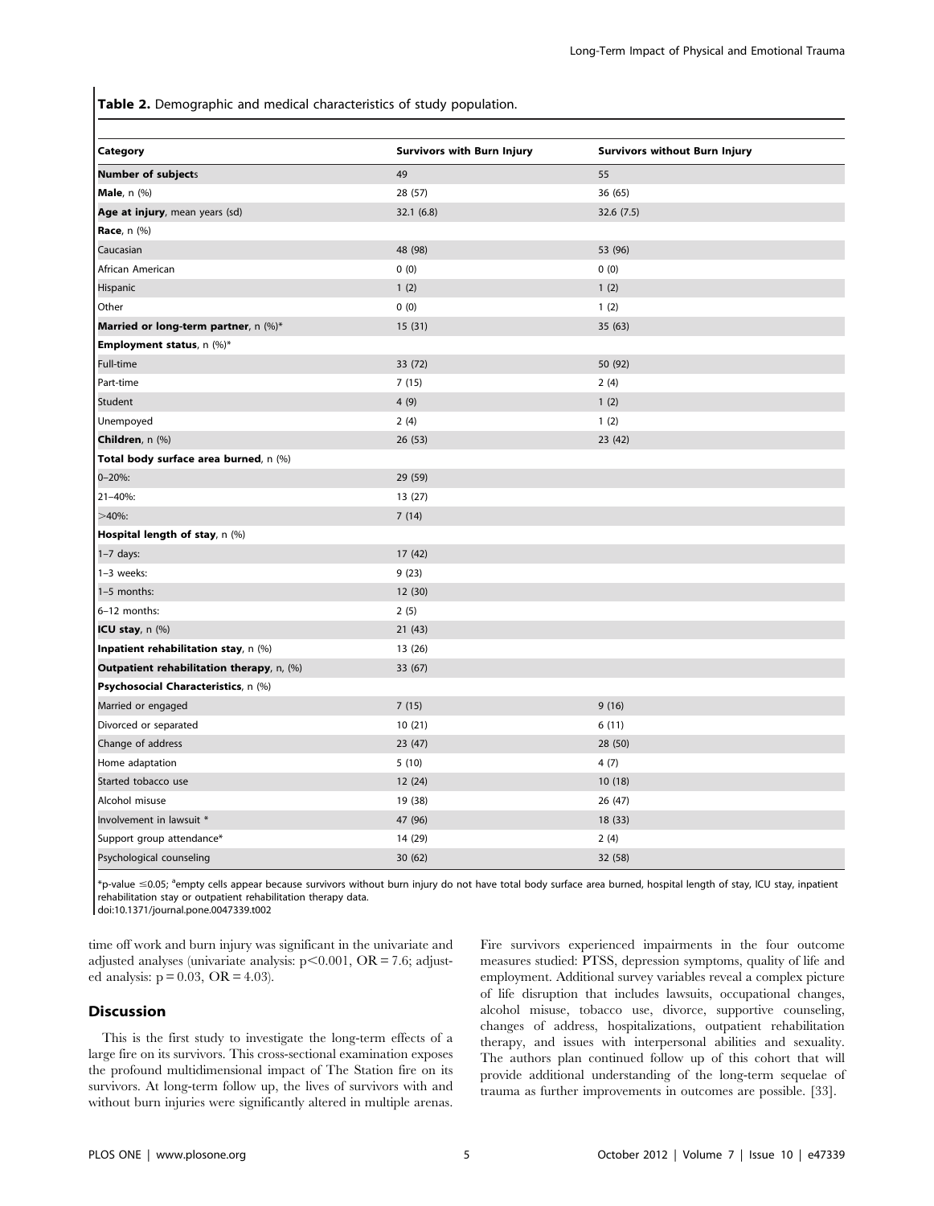**Table 2.** Demographic and medical characteristics of study population.

| Category | Survivors with Burn Injury | Survivors without Burn Injury |
|---|---|---|
| **Number of subjects** | 49 | 55 |
| **Male**, n (%) | 28 (57) | 36 (65) |
| **Age at injury**, mean years (sd) | 32.1 (6.8) | 32.6 (7.5) |
| **Race**, n (%) | | |
| Caucasian | 48 (98) | 53 (96) |
| African American | 0 (0) | 0 (0) |
| Hispanic | 1 (2) | 1 (2) |
| Other | 0 (0) | 1 (2) |
| **Married or long-term partner**, n (%)* | 15 (31) | 35 (63) |
| **Employment status**, n (%)* | | |
| Full-time | 33 (72) | 50 (92) |
| Part-time | 7 (15) | 2 (4) |
| Student | 4 (9) | 1 (2) |
| Unempoyed | 2 (4) | 1 (2) |
| **Children**, n (%) | 26 (53) | 23 (42) |
| **Total body surface area burned**, n (%) | | |
| 0–20%: | 29 (59) | |
| 21–40%: | 13 (27) | |
| >40%: | 7 (14) | |
| **Hospital length of stay**, n (%) | | |
| 1–7 days: | 17 (42) | |
| 1–3 weeks: | 9 (23) | |
| 1–5 months: | 12 (30) | |
| 6–12 months: | 2 (5) | |
| **ICU stay**, n (%) | 21 (43) | |
| **Inpatient rehabilitation stay**, n (%) | 13 (26) | |
| **Outpatient rehabilitation therapy**, n, (%) | 33 (67) | |
| **Psychosocial Characteristics**, n (%) | | |
| Married or engaged | 7 (15) | 9 (16) |
| Divorced or separated | 10 (21) | 6 (11) |
| Change of address | 23 (47) | 28 (50) |
| Home adaptation | 5 (10) | 4 (7) |
| Started tobacco use | 12 (24) | 10 (18) |
| Alcohol misuse | 19 (38) | 26 (47) |
| Involvement in lawsuit * | 47 (96) | 18 (33) |
| Support group attendance* | 14 (29) | 2 (4) |
| Psychological counseling | 30 (62) | 32 (58) |

*p-value ≤0.05; [a]empty cells appear because survivors without burn injury do not have total body surface area burned, hospital length of stay, ICU stay, inpatient rehabilitation stay or outpatient rehabilitation therapy data.
doi:10.1371/journal.pone.0047339.t002

time off work and burn injury was significant in the univariate and adjusted analyses (univariate analysis: $p<0.001$, OR = 7.6; adjusted analysis: $p = 0.03$, OR = 4.03).

## Discussion

This is the first study to investigate the long-term effects of a large fire on its survivors. This cross-sectional examination exposes the profound multidimensional impact of The Station fire on its survivors. At long-term follow up, the lives of survivors with and without burn injuries were significantly altered in multiple arenas. Fire survivors experienced impairments in the four outcome measures studied: PTSS, depression symptoms, quality of life and employment. Additional survey variables reveal a complex picture of life disruption that includes lawsuits, occupational changes, alcohol misuse, tobacco use, divorce, supportive counseling, changes of address, hospitalizations, outpatient rehabilitation therapy, and issues with interpersonal abilities and sexuality. The authors plan continued follow up of this cohort that will provide additional understanding of the long-term sequelae of trauma as further improvements in outcomes are possible. [33].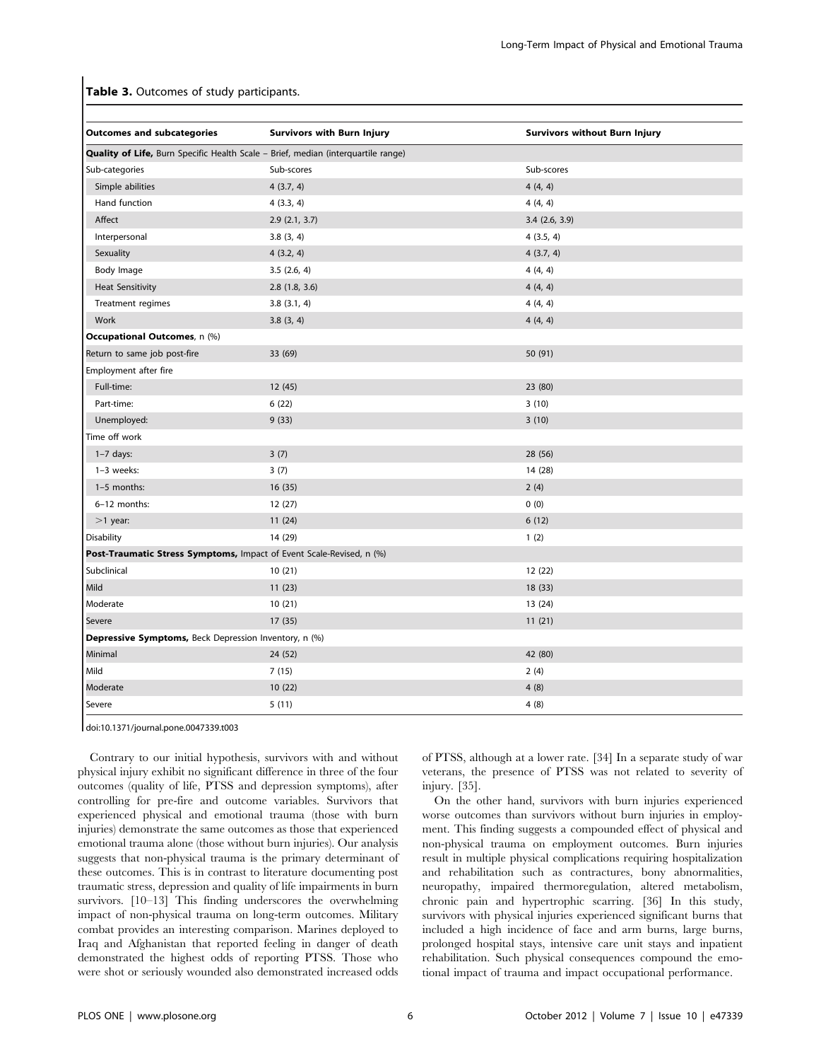**Table 3.** Outcomes of study participants.

| Outcomes and subcategories | Survivors with Burn Injury | Survivors without Burn Injury |
|---|---|---|
| **Quality of Life,** Burn Specific Health Scale – Brief, median (interquartile range) | | |
| Sub-categories | Sub-scores | Sub-scores |
| Simple abilities | 4 (3.7, 4) | 4 (4, 4) |
| Hand function | 4 (3.3, 4) | 4 (4, 4) |
| Affect | 2.9 (2.1, 3.7) | 3.4 (2.6, 3.9) |
| Interpersonal | 3.8 (3, 4) | 4 (3.5, 4) |
| Sexuality | 4 (3.2, 4) | 4 (3.7, 4) |
| Body Image | 3.5 (2.6, 4) | 4 (4, 4) |
| Heat Sensitivity | 2.8 (1.8, 3.6) | 4 (4, 4) |
| Treatment regimes | 3.8 (3.1, 4) | 4 (4, 4) |
| Work | 3.8 (3, 4) | 4 (4, 4) |
| **Occupational Outcomes**, n (%) | | |
| Return to same job post-fire | 33 (69) | 50 (91) |
| Employment after fire | | |
| Full-time: | 12 (45) | 23 (80) |
| Part-time: | 6 (22) | 3 (10) |
| Unemployed: | 9 (33) | 3 (10) |
| Time off work | | |
| 1–7 days: | 3 (7) | 28 (56) |
| 1–3 weeks: | 3 (7) | 14 (28) |
| 1–5 months: | 16 (35) | 2 (4) |
| 6–12 months: | 12 (27) | 0 (0) |
| >1 year: | 11 (24) | 6 (12) |
| Disability | 14 (29) | 1 (2) |
| **Post-Traumatic Stress Symptoms,** Impact of Event Scale-Revised, n (%) | | |
| Subclinical | 10 (21) | 12 (22) |
| Mild | 11 (23) | 18 (33) |
| Moderate | 10 (21) | 13 (24) |
| Severe | 17 (35) | 11 (21) |
| **Depressive Symptoms,** Beck Depression Inventory, n (%) | | |
| Minimal | 24 (52) | 42 (80) |
| Mild | 7 (15) | 2 (4) |
| Moderate | 10 (22) | 4 (8) |
| Severe | 5 (11) | 4 (8) |

doi:10.1371/journal.pone.0047339.t003

Contrary to our initial hypothesis, survivors with and without physical injury exhibit no significant difference in three of the four outcomes (quality of life, PTSS and depression symptoms), after controlling for pre-fire and outcome variables. Survivors that experienced physical and emotional trauma (those with burn injuries) demonstrate the same outcomes as those that experienced emotional trauma alone (those without burn injuries). Our analysis suggests that non-physical trauma is the primary determinant of these outcomes. This is in contrast to literature documenting post traumatic stress, depression and quality of life impairments in burn survivors. [10–13] This finding underscores the overwhelming impact of non-physical trauma on long-term outcomes. Military combat provides an interesting comparison. Marines deployed to Iraq and Afghanistan that reported feeling in danger of death demonstrated the highest odds of reporting PTSS. Those who were shot or seriously wounded also demonstrated increased odds of PTSS, although at a lower rate. [34] In a separate study of war veterans, the presence of PTSS was not related to severity of injury. [35].

On the other hand, survivors with burn injuries experienced worse outcomes than survivors without burn injuries in employment. This finding suggests a compounded effect of physical and non-physical trauma on employment outcomes. Burn injuries result in multiple physical complications requiring hospitalization and rehabilitation such as contractures, bony abnormalities, neuropathy, impaired thermoregulation, altered metabolism, chronic pain and hypertrophic scarring. [36] In this study, survivors with physical injuries experienced significant burns that included a high incidence of face and arm burns, large burns, prolonged hospital stays, intensive care unit stays and inpatient rehabilitation. Such physical consequences compound the emotional impact of trauma and impact occupational performance.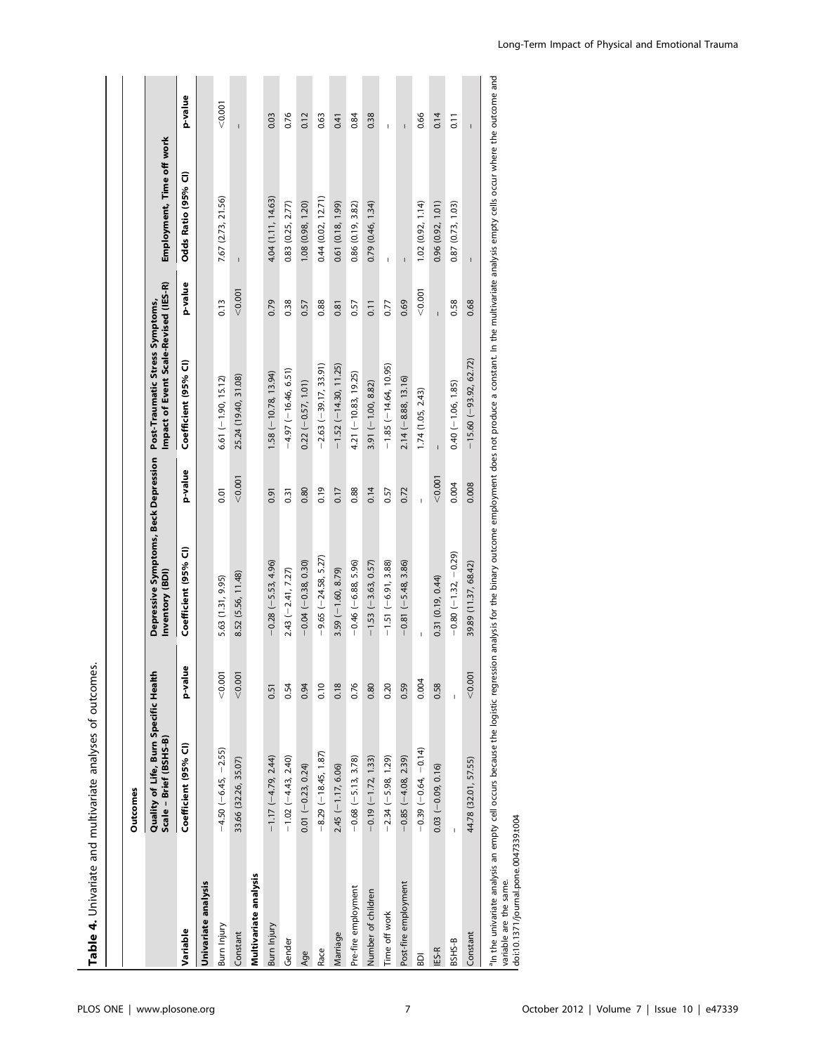**Table 4.** Univariate and multivariate analyses of outcomes.

| | Outcomes | | | | | | | |
|---|---|---|---|---|---|---|---|---|
| | Quality of Life, Burn Specific Health Scale – Brief (BSHS-B) | | Depressive Symptoms, Beck Depression Inventory (BDI) | | Post-Traumatic Stress Symptoms, Impact of Event Scale-Revised (IES-R) | | Employment, Time off work | |
| Variable | Coefficient (95% CI) | p-value | Coefficient (95% CI) | p-value | Coefficient (95% CI) | p-value | Odds Ratio (95% CI) | p-value |
| **Univariate analysis** | | | | | | | | |
| Burn Injury | −4.50 (−6.45, −2.55) | <0.001 | 5.63 (1.31, 9.95) | 0.01 | 6.61 (−1.90, 15.12) | 0.13 | 7.67 (2.73, 21.56) | <0.001 |
| Constant | 33.66 (32.26, 35.07) | <0.001 | 8.52 (5.56, 11.48) | <0.001 | 25.24 (19.40, 31.08) | <0.001 | – | – |
| **Multivariate analysis** | | | | | | | | |
| Burn Injury | −1.17 (−4.79, 2.44) | 0.51 | −0.28 (−5.53, 4.96) | 0.91 | 1.58 (−10.78, 13.94) | 0.79 | 4.04 (1.11, 14.63) | 0.03 |
| Gender | −1.02 (−4.43, 2.40) | 0.54 | 2.43 (−2.41, 7.27) | 0.31 | −4.97 (−16.46, 6.51) | 0.38 | 0.83 (0.25, 2.77) | 0.76 |
| Age | 0.01 (−0.23, 0.24) | 0.94 | −0.04 (−0.38, 0.30) | 0.80 | 0.22 (−0.57, 1.01) | 0.57 | 1.08 (0.98, 1.20) | 0.12 |
| Race | −8.29 (−18.45, 1.87) | 0.10 | −9.65 (−24.58, 5.27) | 0.19 | −2.63 (−39.17, 33.91) | 0.88 | 0.44 (0.02, 12.71) | 0.63 |
| Marriage | 2.45 (−1.17, 6.06) | 0.18 | 3.59 (−1.60, 8.79) | 0.17 | −1.52 (−14.30, 11.25) | 0.81 | 0.61 (0.18, 1.99) | 0.41 |
| Pre-fire employment | −0.68 (−5.13, 3.78) | 0.76 | −0.46 (−6.88, 5.96) | 0.88 | 4.21 (−10.83, 19.25) | 0.57 | 0.86 (0.19, 3.82) | 0.84 |
| Number of children | −0.19 (−1.72, 1.33) | 0.80 | −1.53 (−3.63, 0.57) | 0.14 | 3.91 (−1.00, 8.82) | 0.11 | 0.79 (0.46, 1.34) | 0.38 |
| Time off work | −2.34 (−5.98, 1.29) | 0.20 | −1.51 (−6.91, 3.88) | 0.57 | −1.85 (−14.64, 10.95) | 0.77 | – | – |
| Post-fire employment | −0.85 (−4.08, 2.39) | 0.59 | −0.81 (−5.48, 3.86) | 0.72 | 2.14 (−8.88, 13.16) | 0.69 | – | – |
| BDI | −0.39 (−0.64, −0.14) | 0.004 | – | – | 1.74 (1.05, 2.43) | <0.001 | 1.02 (0.92, 1.14) | 0.66 |
| IES-R | 0.03 (−0.09, 0.16) | 0.58 | 0.31 (0.19, 0.44) | <0.001 | – | – | 0.96 (0.92, 1.01) | 0.14 |
| BSHS-B | – | – | −0.80 (−1.32, −0.29) | 0.004 | 0.40 (−1.06, 1.85) | 0.58 | 0.87 (0.73, 1.03) | 0.11 |
| Constant | 44.78 (32.01, 57.55) | <0.001 | 39.89 (11.37, 68.42) | 0.008 | −15.60 (−93.92, 62.72) | 0.68 | – | – |

[a]In the univariate analysis an empty cell occurs because the logistic regression analysis for the binary outcome employment does not produce a constant. In the multivariate analysis empty cells occur where the outcome and variable are the same.

doi:10.1371/journal.pone.0047339.t004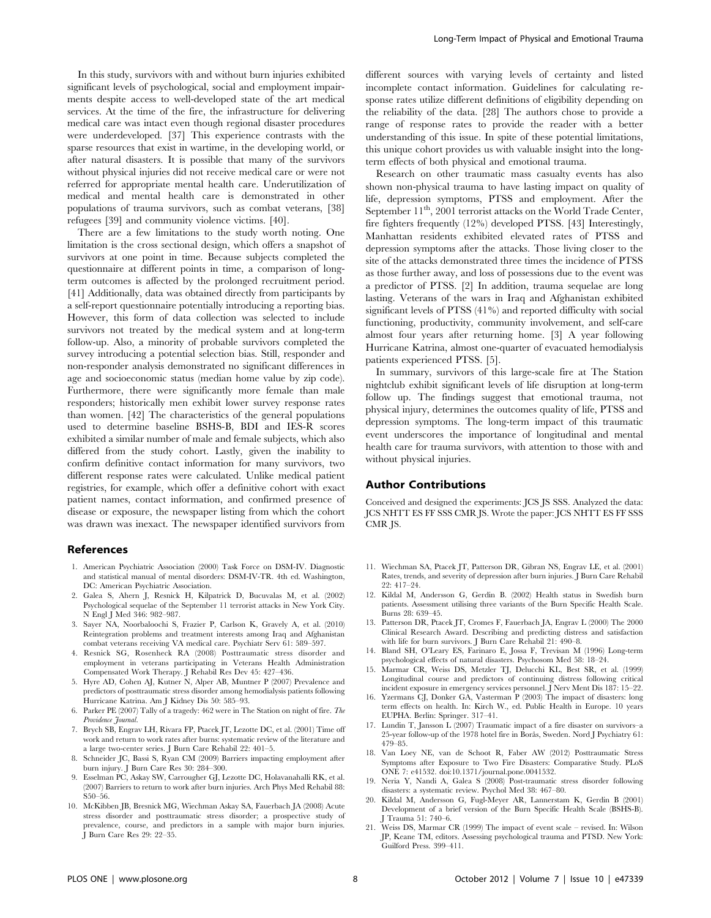In this study, survivors with and without burn injuries exhibited significant levels of psychological, social and employment impairments despite access to well-developed state of the art medical services. At the time of the fire, the infrastructure for delivering medical care was intact even though regional disaster procedures were underdeveloped. [37] This experience contrasts with the sparse resources that exist in wartime, in the developing world, or after natural disasters. It is possible that many of the survivors without physical injuries did not receive medical care or were not referred for appropriate mental health care. Underutilization of medical and mental health care is demonstrated in other populations of trauma survivors, such as combat veterans, [38] refugees [39] and community violence victims. [40].

There are a few limitations to the study worth noting. One limitation is the cross sectional design, which offers a snapshot of survivors at one point in time. Because subjects completed the questionnaire at different points in time, a comparison of long-term outcomes is affected by the prolonged recruitment period. [41] Additionally, data was obtained directly from participants by a self-report questionnaire potentially introducing a reporting bias. However, this form of data collection was selected to include survivors not treated by the medical system and at long-term follow-up. Also, a minority of probable survivors completed the survey introducing a potential selection bias. Still, responder and non-responder analysis demonstrated no significant differences in age and socioeconomic status (median home value by zip code). Furthermore, there were significantly more female than male responders; historically men exhibit lower survey response rates than women. [42] The characteristics of the general populations used to determine baseline BSHS-B, BDI and IES-R scores exhibited a similar number of male and female subjects, which also differed from the study cohort. Lastly, given the inability to confirm definitive contact information for many survivors, two different response rates were calculated. Unlike medical patient registries, for example, which offer a definitive cohort with exact patient names, contact information, and confirmed presence of disease or exposure, the newspaper listing from which the cohort was drawn was inexact. The newspaper identified survivors from different sources with varying levels of certainty and listed incomplete contact information. Guidelines for calculating response rates utilize different definitions of eligibility depending on the reliability of the data. [28] The authors chose to provide a range of response rates to provide the reader with a better understanding of this issue. In spite of these potential limitations, this unique cohort provides us with valuable insight into the long-term effects of both physical and emotional trauma.

Research on other traumatic mass casualty events has also shown non-physical trauma to have lasting impact on quality of life, depression symptoms, PTSS and employment. After the September 11[th], 2001 terrorist attacks on the World Trade Center, fire fighters frequently (12%) developed PTSS. [43] Interestingly, Manhattan residents exhibited elevated rates of PTSS and depression symptoms after the attacks. Those living closer to the site of the attacks demonstrated three times the incidence of PTSS as those further away, and loss of possessions due to the event was a predictor of PTSS. [2] In addition, trauma sequelae are long lasting. Veterans of the wars in Iraq and Afghanistan exhibited significant levels of PTSS (41%) and reported difficulty with social functioning, productivity, community involvement, and self-care almost four years after returning home. [3] A year following Hurricane Katrina, almost one-quarter of evacuated hemodialysis patients experienced PTSS. [5].

In summary, survivors of this large-scale fire at The Station nightclub exhibit significant levels of life disruption at long-term follow up. The findings suggest that emotional trauma, not physical injury, determines the outcomes quality of life, PTSS and depression symptoms. The long-term impact of this traumatic event underscores the importance of longitudinal and mental health care for trauma survivors, with attention to those with and without physical injuries.

## Author Contributions

Conceived and designed the experiments: JCS JS SSS. Analyzed the data: JCS NHTT ES FF SSS CMR JS. Wrote the paper: JCS NHTT ES FF SSS CMR JS.

## References

1. American Psychiatric Association (2000) Task Force on DSM-IV. Diagnostic and statistical manual of mental disorders: DSM-IV-TR. 4th ed. Washington, DC: American Psychiatric Association.
2. Galea S, Ahern J, Resnick H, Kilpatrick D, Bucuvalas M, et al. (2002) Psychological sequelae of the September 11 terrorist attacks in New York City. N Engl J Med 346: 982–987.
3. Sayer NA, Noorbaloochi S, Frazier P, Carlson K, Gravely A, et al. (2010) Reintegration problems and treatment interests among Iraq and Afghanistan combat veterans receiving VA medical care. Psychiatr Serv 61: 589–597.
4. Resnick SG, Rosenheck RA (2008) Posttraumatic stress disorder and employment in veterans participating in Veterans Health Administration Compensated Work Therapy. J Rehabil Res Dev 45: 427–436.
5. Hyre AD, Cohen AJ, Kutner N, Alper AB, Muntner P (2007) Prevalence and predictors of posttraumatic stress disorder among hemodialysis patients following Hurricane Katrina. Am J Kidney Dis 50: 585–93.
6. Parker PE (2007) Tally of a tragedy: 462 were in The Station on night of fire. *The Providence Journal*.
7. Brych SB, Engrav LH, Rivara FP, Ptacek JT, Lezotte DC, et al. (2001) Time off work and return to work rates after burns: systematic review of the literature and a large two-center series. J Burn Care Rehabil 22: 401–5.
8. Schneider JC, Bassi S, Ryan CM (2009) Barriers impacting employment after burn injury. J Burn Care Res 30: 284–300.
9. Esselman PC, Askay SW, Carrougher GJ, Lezotte DC, Holavanahalli RK, et al. (2007) Barriers to return to work after burn injuries. Arch Phys Med Rehabil 88: S50–56.
10. McKibben JB, Bresnick MG, Wiechman Askay SA, Fauerbach JA (2008) Acute stress disorder and posttraumatic stress disorder; a prospective study of prevalence, course, and predictors in a sample with major burn injuries. J Burn Care Res 29: 22–35.
11. Wiechman SA, Ptacek JT, Patterson DR, Gibran NS, Engrav LE, et al. (2001) Rates, trends, and severity of depression after burn injuries. J Burn Care Rehabil 22: 417–24.
12. Kildal M, Andersson G, Gerdin B. (2002) Health status in Swedish burn patients. Assessment utilising three variants of the Burn Specific Health Scale. Burns 28: 639–45.
13. Patterson DR, Ptacek JT, Cromes F, Fauerbach JA, Engrav L (2000) The 2000 Clinical Research Award. Describing and predicting distress and satisfaction with life for burn survivors. J Burn Care Rehabil 21: 490–8.
14. Bland SH, O'Leary ES, Farinaro E, Jossa F, Trevisan M (1996) Long-term psychological effects of natural disasters. Psychosom Med 58: 18–24.
15. Marmar CR, Weiss DS, Metzler TJ, Delucchi KL, Best SR, et al. (1999) Longitudinal course and predictors of continuing distress following critical incident exposure in emergency services personnel. J Nerv Ment Dis 187: 15–22.
16. Yzermans CJ, Donker GA, Vasterman P (2003) The impact of disasters: long term effects on health. In: Kirch W., ed. Public Health in Europe. 10 years EUPHA. Berlin: Springer. 317–41.
17. Lundin T, Jansson L (2007) Traumatic impact of a fire disaster on survivors–a 25-year follow-up of the 1978 hotel fire in Borås, Sweden. Nord J Psychiatry 61: 479–85.
18. Van Loey NE, van de Schoot R, Faber AW (2012) Posttraumatic Stress Symptoms after Exposure to Two Fire Disasters: Comparative Study. PLoS ONE 7: e41532. doi:10.1371/journal.pone.0041532.
19. Neria Y, Nandi A, Galea S (2008) Post-traumatic stress disorder following disasters: a systematic review. Psychol Med 38: 467–80.
20. Kildal M, Andersson G, Fugl-Meyer AR, Lannerstam K, Gerdin B (2001) Development of a brief version of the Burn Specific Health Scale (BSHS-B). J Trauma 51: 740–6.
21. Weiss DS, Marmar CR (1999) The impact of event scale – revised. In: Wilson JP, Keane TM, editors. Assessing psychological trauma and PTSD. New York: Guilford Press. 399–411.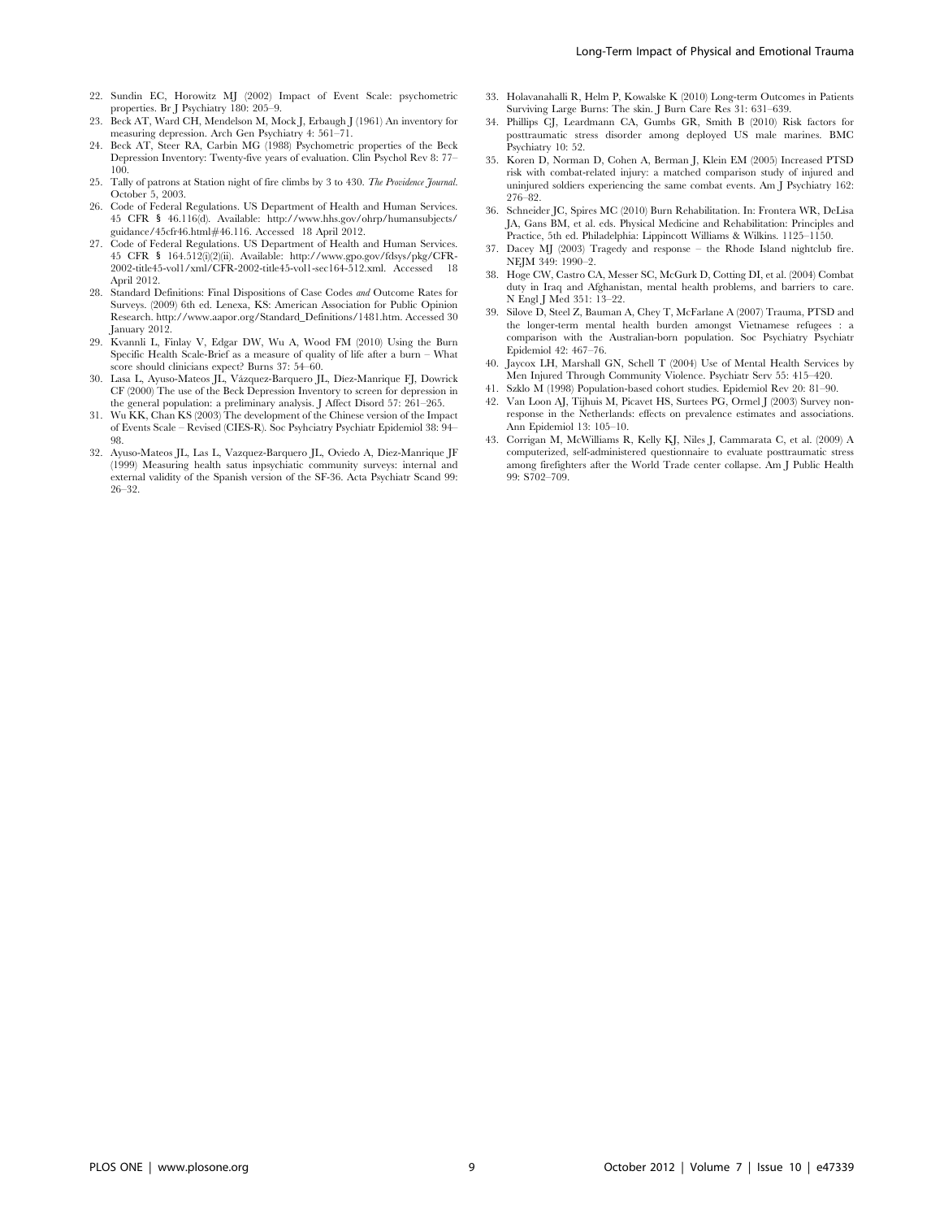22. Sundin EC, Horowitz MJ (2002) Impact of Event Scale: psychometric properties. Br J Psychiatry 180: 205–9.
23. Beck AT, Ward CH, Mendelson M, Mock J, Erbaugh J (1961) An inventory for measuring depression. Arch Gen Psychiatry 4: 561–71.
24. Beck AT, Steer RA, Carbin MG (1988) Psychometric properties of the Beck Depression Inventory: Twenty-five years of evaluation. Clin Psychol Rev 8: 77–100.
25. Tally of patrons at Station night of fire climbs by 3 to 430. *The Providence Journal*. October 5, 2003.
26. Code of Federal Regulations. US Department of Health and Human Services. 45 CFR § 46.116(d). Available: http://www.hhs.gov/ohrp/humansubjects/guidance/45cfr46.html#46.116. Accessed 18 April 2012.
27. Code of Federal Regulations. US Department of Health and Human Services. 45 CFR § 164.512(i)(2)(ii). Available: http://www.gpo.gov/fdsys/pkg/CFR-2002-title45-vol1/xml/CFR-2002-title45-vol1-sec164-512.xml. Accessed 18 April 2012.
28. Standard Definitions: Final Dispositions of Case Codes *and* Outcome Rates for Surveys. (2009) 6th ed. Lenexa, KS: American Association for Public Opinion Research. http://www.aapor.org/Standard_Definitions/1481.htm. Accessed 30 January 2012.
29. Kvannli L, Finlay V, Edgar DW, Wu A, Wood FM (2010) Using the Burn Specific Health Scale-Brief as a measure of quality of life after a burn – What score should clinicians expect? Burns 37: 54–60.
30. Lasa L, Ayuso-Mateos JL, Vázquez-Barquero JL, Díez-Manrique FJ, Dowrick CF (2000) The use of the Beck Depression Inventory to screen for depression in the general population: a preliminary analysis. J Affect Disord 57: 261–265.
31. Wu KK, Chan KS (2003) The development of the Chinese version of the Impact of Events Scale – Revised (CIES-R). Soc Psyhciatry Psychiatr Epidemiol 38: 94–98.
32. Ayuso-Mateos JL, Las L, Vazquez-Barquero JL, Oviedo A, Diez-Manrique JF (1999) Measuring health satus inpsychiatic community surveys: internal and external validity of the Spanish version of the SF-36. Acta Psychiatr Scand 99: 26–32.
33. Holavanahalli R, Helm P, Kowalske K (2010) Long-term Outcomes in Patients Surviving Large Burns: The skin. J Burn Care Res 31: 631–639.
34. Phillips CJ, Leardmann CA, Gumbs GR, Smith B (2010) Risk factors for posttraumatic stress disorder among deployed US male marines. BMC Psychiatry 10: 52.
35. Koren D, Norman D, Cohen A, Berman J, Klein EM (2005) Increased PTSD risk with combat-related injury: a matched comparison study of injured and uninjured soldiers experiencing the same combat events. Am J Psychiatry 162: 276–82.
36. Schneider JC, Spires MC (2010) Burn Rehabilitation. In: Frontera WR, DeLisa JA, Gans BM, et al. eds. Physical Medicine and Rehabilitation: Principles and Practice, 5th ed. Philadelphia: Lippincott Williams & Wilkins. 1125–1150.
37. Dacey MJ (2003) Tragedy and response – the Rhode Island nightclub fire. NEJM 349: 1990–2.
38. Hoge CW, Castro CA, Messer SC, McGurk D, Cotting DI, et al. (2004) Combat duty in Iraq and Afghanistan, mental health problems, and barriers to care. N Engl J Med 351: 13–22.
39. Silove D, Steel Z, Bauman A, Chey T, McFarlane A (2007) Trauma, PTSD and the longer-term mental health burden amongst Vietnamese refugees : a comparison with the Australian-born population. Soc Psychiatry Psychiatr Epidemiol 42: 467–76.
40. Jaycox LH, Marshall GN, Schell T (2004) Use of Mental Health Services by Men Injured Through Community Violence. Psychiatr Serv 55: 415–420.
41. Szklo M (1998) Population-based cohort studies. Epidemiol Rev 20: 81–90.
42. Van Loon AJ, Tijhuis M, Picavet HS, Surtees PG, Ormel J (2003) Survey non-response in the Netherlands: effects on prevalence estimates and associations. Ann Epidemiol 13: 105–10.
43. Corrigan M, McWilliams R, Kelly KJ, Niles J, Cammarata C, et al. (2009) A computerized, self-administered questionnaire to evaluate posttraumatic stress among firefighters after the World Trade center collapse. Am J Public Health 99: S702–709.